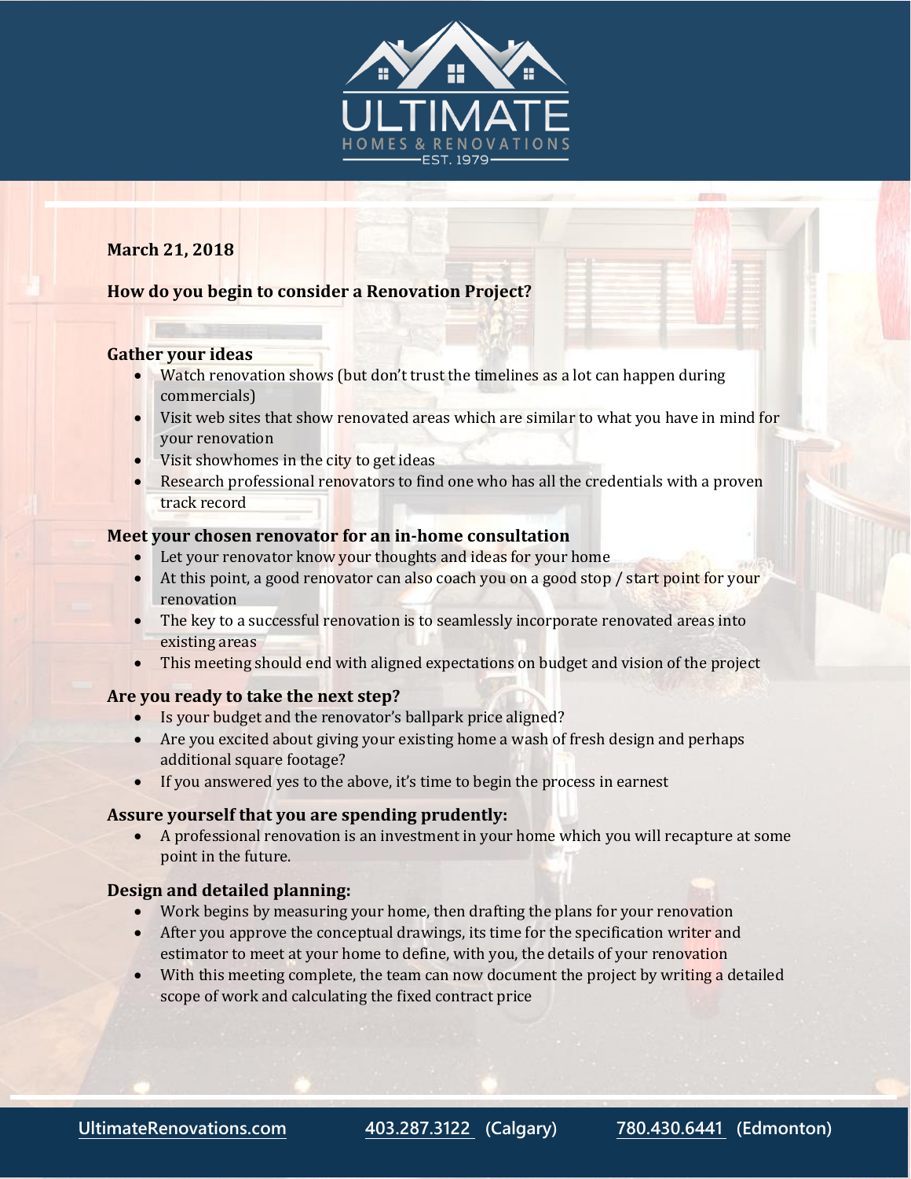ULTIMATE

HOMES & RENOVATIONS

EST. 1979

**March 21, 2018**

## How do you begin to consider a Renovation Project?

### Gather your ideas

- Watch renovation shows (but don't trust the timelines as a lot can happen during commercials)
- Visit web sites that show renovated areas which are similar to what you have in mind for your renovation
- Visit showhomes in the city to get ideas
- Research professional renovators to find one who has all the credentials with a proven track record

### Meet your chosen renovator for an in-home consultation

- Let your renovator know your thoughts and ideas for your home
- At this point, a good renovator can also coach you on a good stop / start point for your renovation
- The key to a successful renovation is to seamlessly incorporate renovated areas into existing areas
- This meeting should end with aligned expectations on budget and vision of the project

### Are you ready to take the next step?

- Is your budget and the renovator's ballpark price aligned?
- Are you excited about giving your existing home a wash of fresh design and perhaps additional square footage?
- If you answered yes to the above, it's time to begin the process in earnest

### Assure yourself that you are spending prudently:

- A professional renovation is an investment in your home which you will recapture at some point in the future.

### Design and detailed planning:

- Work begins by measuring your home, then drafting the plans for your renovation
- After you approve the conceptual drawings, its time for the specification writer and estimator to meet at your home to define, with you, the details of your renovation
- With this meeting complete, the team can now document the project by writing a detailed scope of work and calculating the fixed contract price

UltimateRenovations.com 403.287.3122 (Calgary) 780.430.6441 (Edmonton)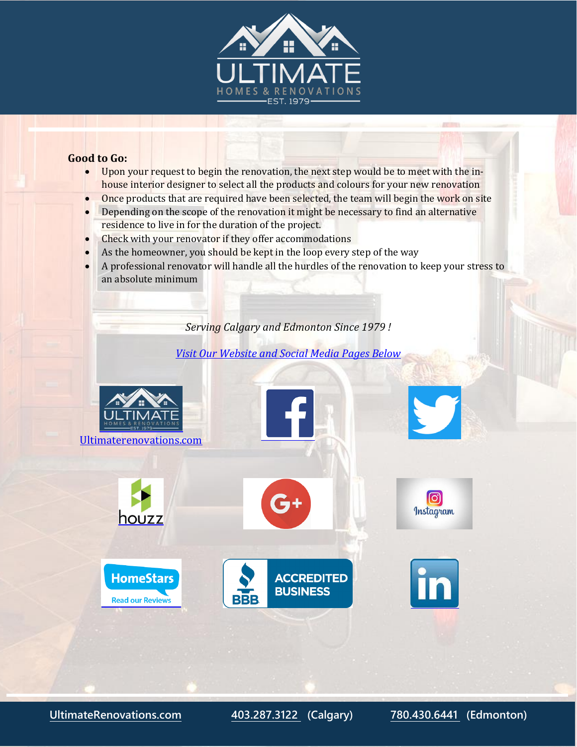**Good to Go:**

- Upon your request to begin the renovation, the next step would be to meet with the in-house interior designer to select all the products and colours for your new renovation
- Once products that are required have been selected, the team will begin the work on site
- Depending on the scope of the renovation it might be necessary to find an alternative residence to live in for the duration of the project.
- Check with your renovator if they offer accommodations
- As the homeowner, you should be kept in the loop every step of the way
- A professional renovator will handle all the hurdles of the renovation to keep your stress to an absolute minimum

*Serving Calgary and Edmonton Since 1979 !*

*Visit Our Website and Social Media Pages Below*

Ultimaterenovations.com

UltimateRenovations.com 403.287.3122 (Calgary) 780.430.6441 (Edmonton)